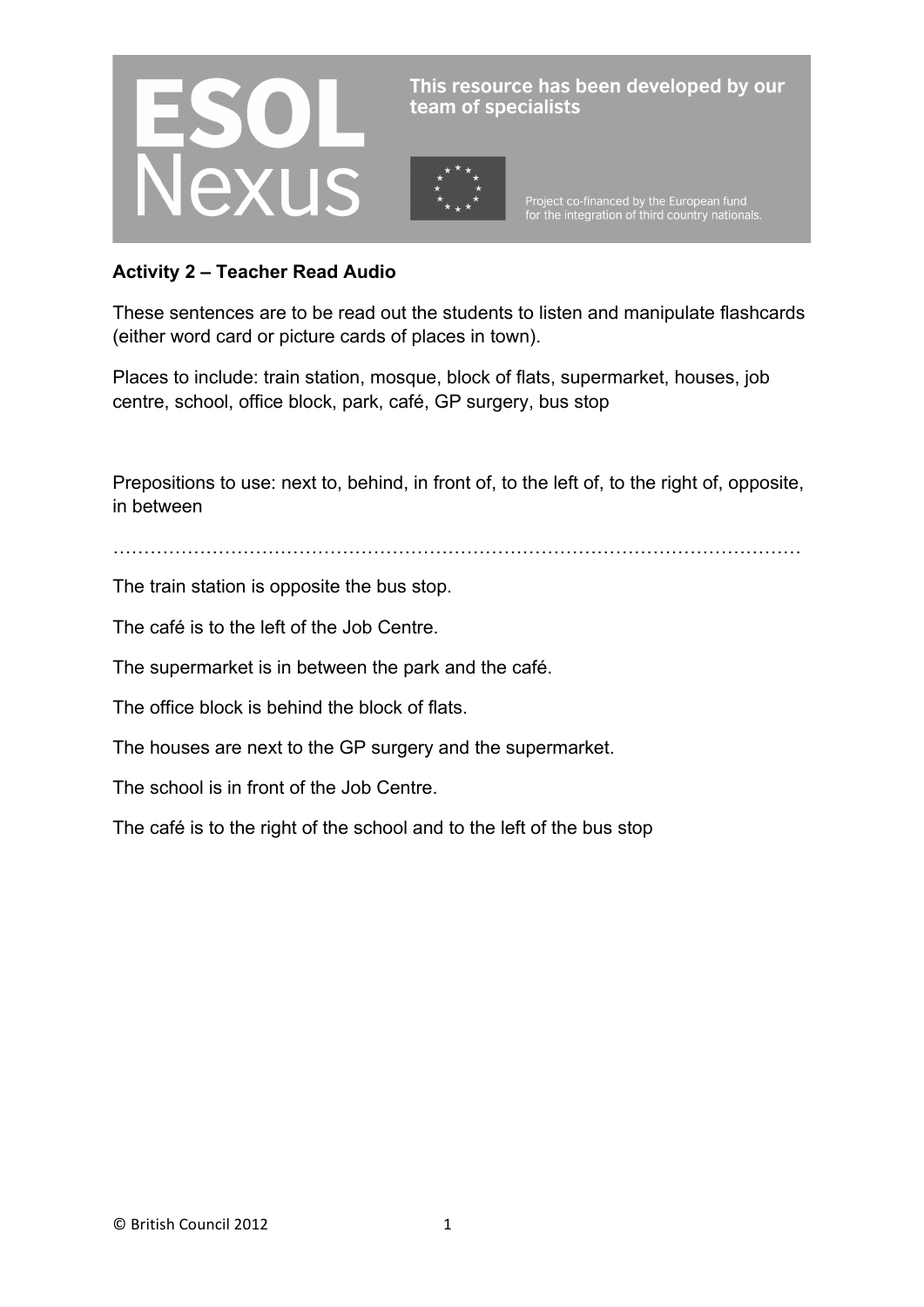ESOL Nexus

This resource has been developed by our team of specialists

Project co-financed by the European fund for the integration of third country nationals.

**Activity 2 – Teacher Read Audio**

These sentences are to be read out the students to listen and manipulate flashcards (either word card or picture cards of places in town).

Places to include: train station, mosque, block of flats, supermarket, houses, job centre, school, office block, park, café, GP surgery, bus stop

Prepositions to use: next to, behind, in front of, to the left of, to the right of, opposite, in between

…………………………………………………………………………………………………

The train station is opposite the bus stop.

The café is to the left of the Job Centre.

The supermarket is in between the park and the café.

The office block is behind the block of flats.

The houses are next to the GP surgery and the supermarket.

The school is in front of the Job Centre.

The café is to the right of the school and to the left of the bus stop

© British Council 2012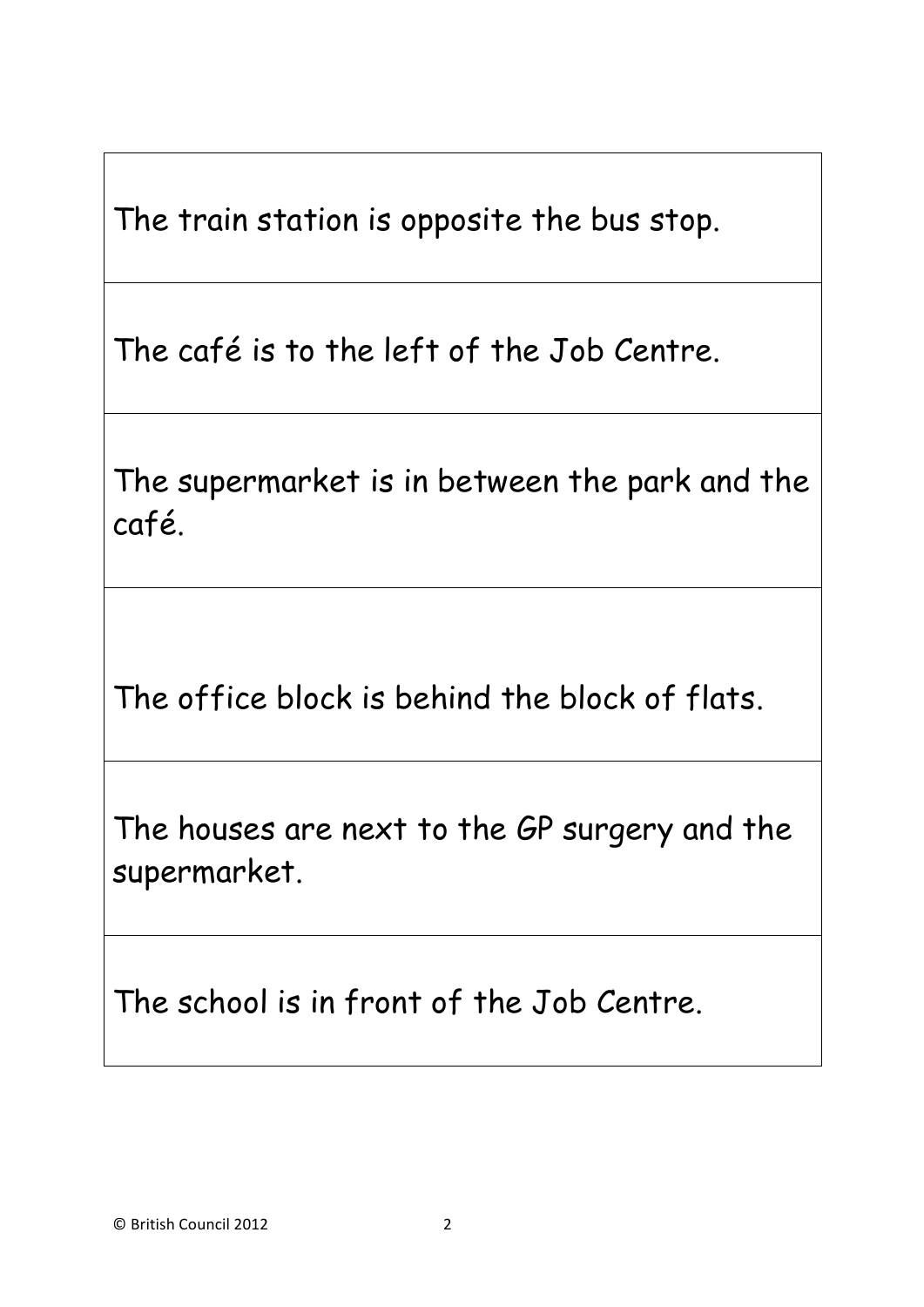| |
|---|
| The train station is opposite the bus stop. |
| The café is to the left of the Job Centre. |
| The supermarket is in between the park and the café. |
| The office block is behind the block of flats. |
| The houses are next to the GP surgery and the supermarket. |
| The school is in front of the Job Centre. |

© British Council 2012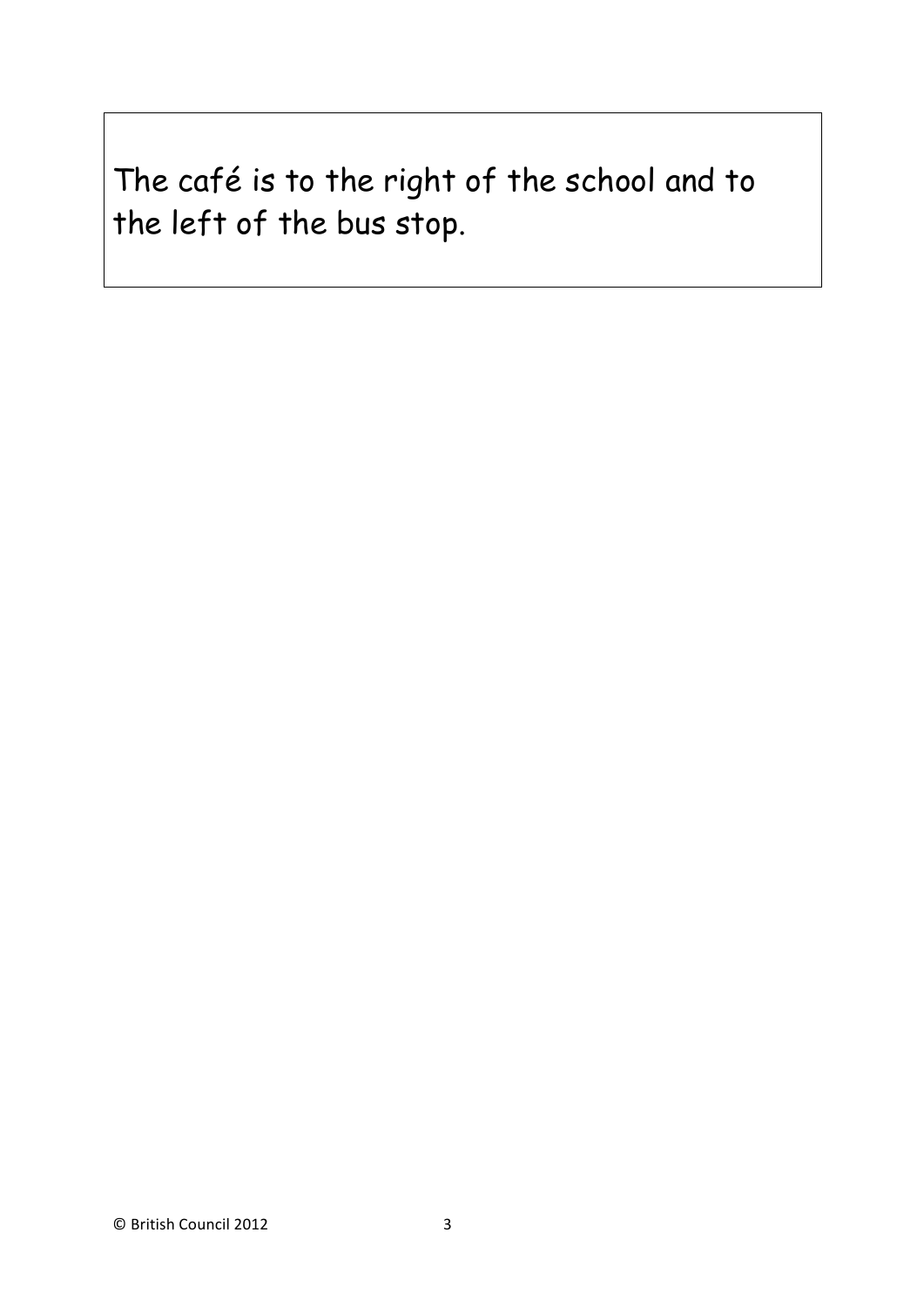The café is to the right of the school and to the left of the bus stop.

© British Council 2012